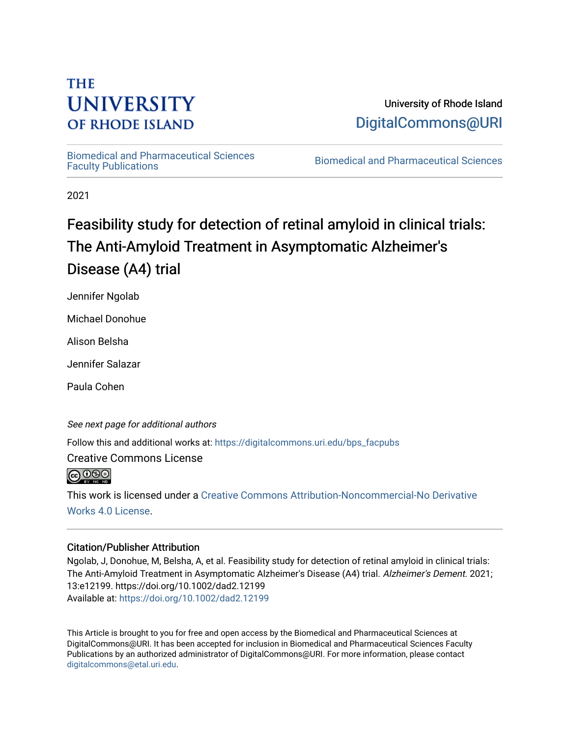THE UNIVERSITY OF RHODE ISLAND

University of Rhode Island
DigitalCommons@URI

Biomedical and Pharmaceutical Sciences Faculty Publications

Biomedical and Pharmaceutical Sciences

2021

# Feasibility study for detection of retinal amyloid in clinical trials: The Anti-Amyloid Treatment in Asymptomatic Alzheimer's Disease (A4) trial

Jennifer Ngolab

Michael Donohue

Alison Belsha

Jennifer Salazar

Paula Cohen

*See next page for additional authors*

Follow this and additional works at: https://digitalcommons.uri.edu/bps_facpubs

Creative Commons License

This work is licensed under a Creative Commons Attribution-Noncommercial-No Derivative Works 4.0 License.

## Citation/Publisher Attribution

Ngolab, J, Donohue, M, Belsha, A, et al. Feasibility study for detection of retinal amyloid in clinical trials: The Anti-Amyloid Treatment in Asymptomatic Alzheimer's Disease (A4) trial. *Alzheimer's Dement.* 2021; 13:e12199. https://doi.org/10.1002/dad2.12199
Available at: https://doi.org/10.1002/dad2.12199

This Article is brought to you for free and open access by the Biomedical and Pharmaceutical Sciences at DigitalCommons@URI. It has been accepted for inclusion in Biomedical and Pharmaceutical Sciences Faculty Publications by an authorized administrator of DigitalCommons@URI. For more information, please contact digitalcommons@etal.uri.edu.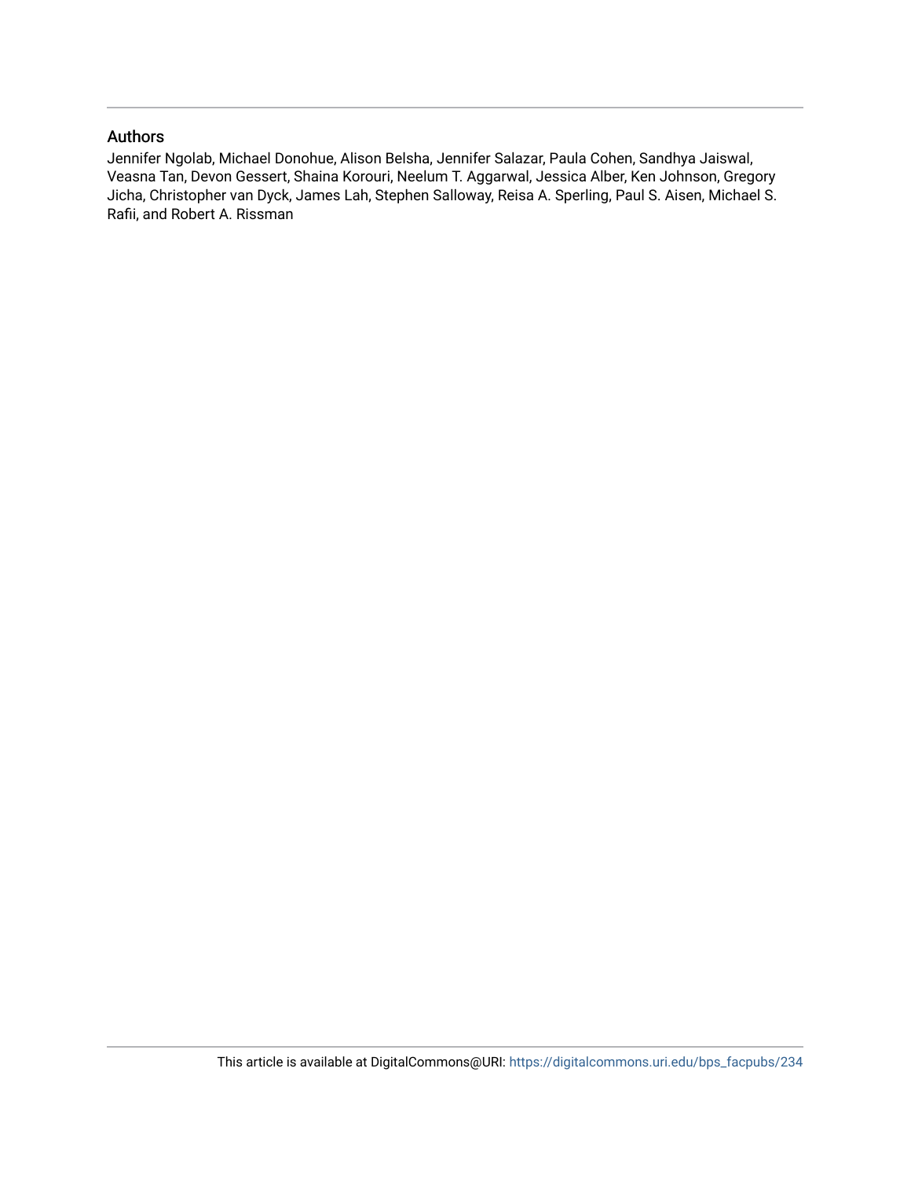## Authors

Jennifer Ngolab, Michael Donohue, Alison Belsha, Jennifer Salazar, Paula Cohen, Sandhya Jaiswal, Veasna Tan, Devon Gessert, Shaina Korouri, Neelum T. Aggarwal, Jessica Alber, Ken Johnson, Gregory Jicha, Christopher van Dyck, James Lah, Stephen Salloway, Reisa A. Sperling, Paul S. Aisen, Michael S. Rafii, and Robert A. Rissman

This article is available at DigitalCommons@URI: https://digitalcommons.uri.edu/bps_facpubs/234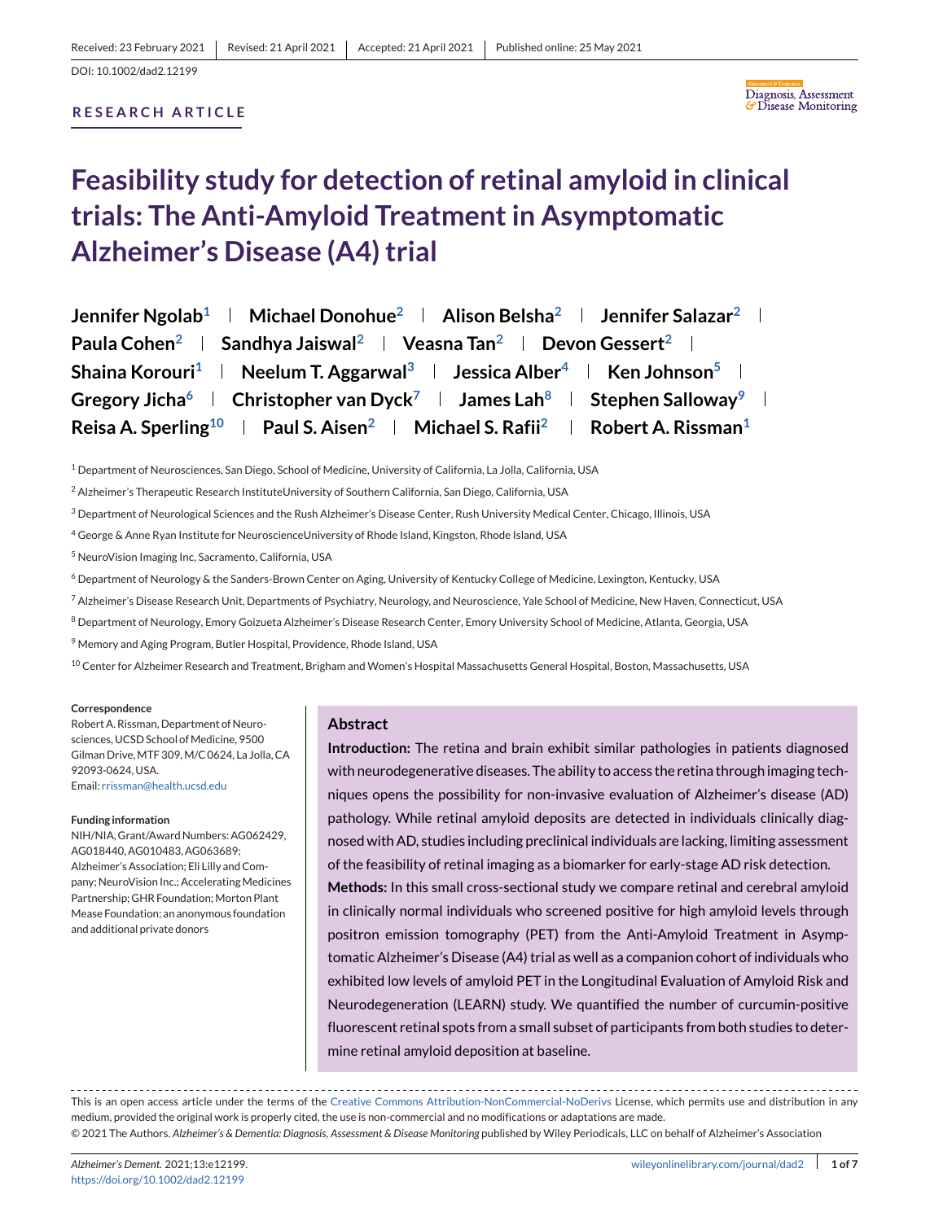Received: 23 February 2021 | Revised: 21 April 2021 | Accepted: 21 April 2021 | Published online: 25 May 2021

DOI: 10.1002/dad2.12199

**RESEARCH ARTICLE**

# Feasibility study for detection of retinal amyloid in clinical trials: The Anti-Amyloid Treatment in Asymptomatic Alzheimer's Disease (A4) trial

**Jennifer Ngolab[1] | Michael Donohue[2] | Alison Belsha[2] | Jennifer Salazar[2] | Paula Cohen[2] | Sandhya Jaiswal[2] | Veasna Tan[2] | Devon Gessert[2] | Shaina Korouri[1] | Neelum T. Aggarwal[3] | Jessica Alber[4] | Ken Johnson[5] | Gregory Jicha[6] | Christopher van Dyck[7] | James Lah[8] | Stephen Salloway[9] | Reisa A. Sperling[10] | Paul S. Aisen[2] | Michael S. Rafii[2] | Robert A. Rissman[1]**

[1] Department of Neurosciences, San Diego, School of Medicine, University of California, La Jolla, California, USA

[2] Alzheimer's Therapeutic Research InstituteUniversity of Southern California, San Diego, California, USA

[3] Department of Neurological Sciences and the Rush Alzheimer's Disease Center, Rush University Medical Center, Chicago, Illinois, USA

[4] George & Anne Ryan Institute for NeuroscienceUniversity of Rhode Island, Kingston, Rhode Island, USA

[5] NeuroVision Imaging Inc, Sacramento, California, USA

[6] Department of Neurology & the Sanders-Brown Center on Aging, University of Kentucky College of Medicine, Lexington, Kentucky, USA

[7] Alzheimer's Disease Research Unit, Departments of Psychiatry, Neurology, and Neuroscience, Yale School of Medicine, New Haven, Connecticut, USA

[8] Department of Neurology, Emory Goizueta Alzheimer's Disease Research Center, Emory University School of Medicine, Atlanta, Georgia, USA

[9] Memory and Aging Program, Butler Hospital, Providence, Rhode Island, USA

[10] Center for Alzheimer Research and Treatment, Brigham and Women's Hospital Massachusetts General Hospital, Boston, Massachusetts, USA

**Correspondence**

Robert A. Rissman, Department of Neurosciences, UCSD School of Medicine, 9500 Gilman Drive, MTF 309, M/C 0624, La Jolla, CA 92093-0624, USA.
Email: rrissman@health.ucsd.edu

**Funding information**

NIH/NIA, Grant/Award Numbers: AG062429, AG018440, AG010483, AG063689; Alzheimer's Association; Eli Lilly and Company; NeuroVision Inc.; Accelerating Medicines Partnership; GHR Foundation; Morton Plant Mease Foundation; an anonymous foundation and additional private donors

## Abstract

**Introduction:** The retina and brain exhibit similar pathologies in patients diagnosed with neurodegenerative diseases. The ability to access the retina through imaging techniques opens the possibility for non-invasive evaluation of Alzheimer's disease (AD) pathology. While retinal amyloid deposits are detected in individuals clinically diagnosed with AD, studies including preclinical individuals are lacking, limiting assessment of the feasibility of retinal imaging as a biomarker for early-stage AD risk detection.

**Methods:** In this small cross-sectional study we compare retinal and cerebral amyloid in clinically normal individuals who screened positive for high amyloid levels through positron emission tomography (PET) from the Anti-Amyloid Treatment in Asymptomatic Alzheimer's Disease (A4) trial as well as a companion cohort of individuals who exhibited low levels of amyloid PET in the Longitudinal Evaluation of Amyloid Risk and Neurodegeneration (LEARN) study. We quantified the number of curcumin-positive fluorescent retinal spots from a small subset of participants from both studies to determine retinal amyloid deposition at baseline.

This is an open access article under the terms of the Creative Commons Attribution-NonCommercial-NoDerivs License, which permits use and distribution in any medium, provided the original work is properly cited, the use is non-commercial and no modifications or adaptations are made.

© 2021 The Authors. *Alzheimer's & Dementia: Diagnosis, Assessment & Disease Monitoring* published by Wiley Periodicals, LLC on behalf of Alzheimer's Association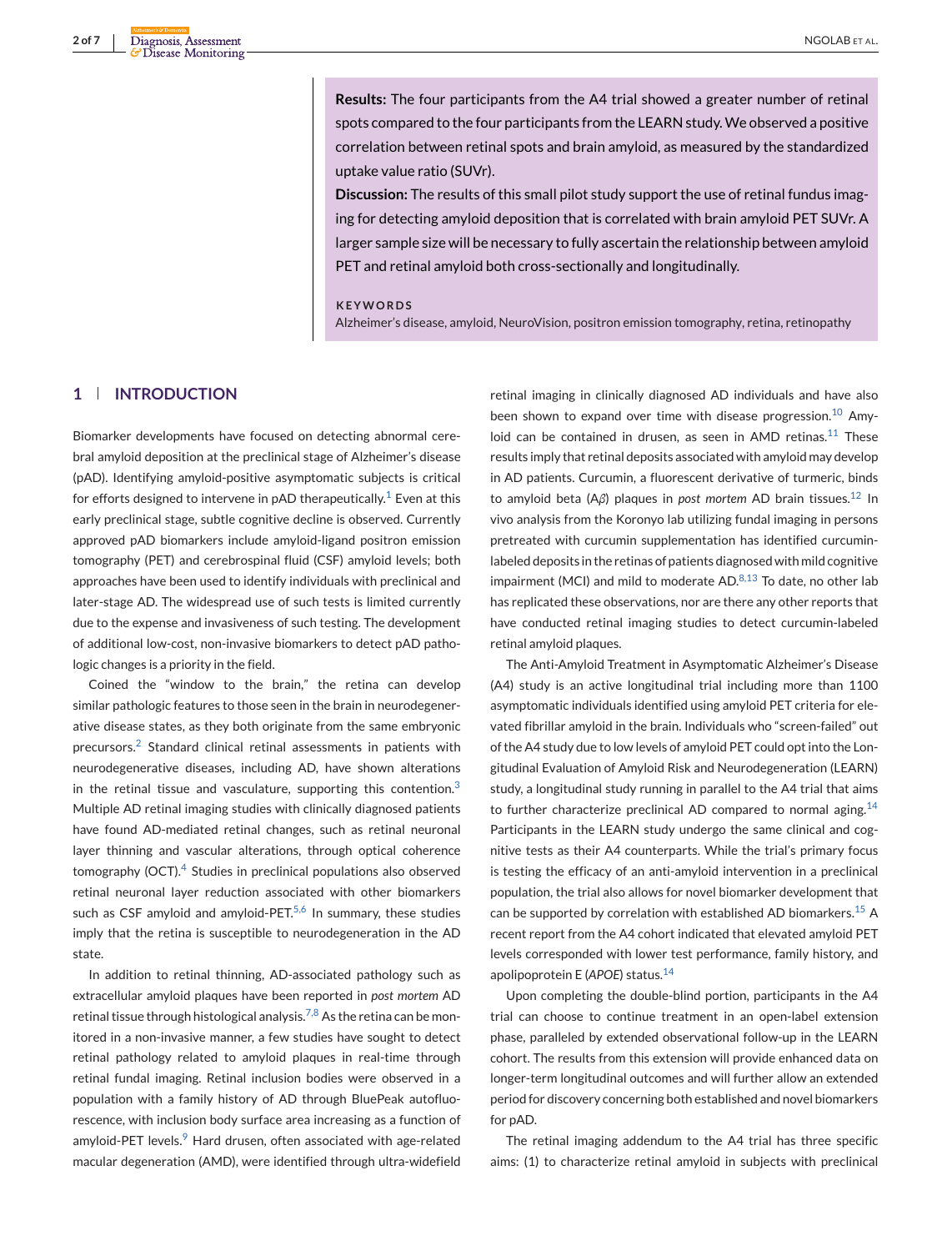**Results:** The four participants from the A4 trial showed a greater number of retinal spots compared to the four participants from the LEARN study. We observed a positive correlation between retinal spots and brain amyloid, as measured by the standardized uptake value ratio (SUVr).

**Discussion:** The results of this small pilot study support the use of retinal fundus imaging for detecting amyloid deposition that is correlated with brain amyloid PET SUVr. A larger sample size will be necessary to fully ascertain the relationship between amyloid PET and retinal amyloid both cross-sectionally and longitudinally.

**KEYWORDS**

Alzheimer's disease, amyloid, NeuroVision, positron emission tomography, retina, retinopathy

## 1 | INTRODUCTION

Biomarker developments have focused on detecting abnormal cerebral amyloid deposition at the preclinical stage of Alzheimer's disease (pAD). Identifying amyloid-positive asymptomatic subjects is critical for efforts designed to intervene in pAD therapeutically.[1] Even at this early preclinical stage, subtle cognitive decline is observed. Currently approved pAD biomarkers include amyloid-ligand positron emission tomography (PET) and cerebrospinal fluid (CSF) amyloid levels; both approaches have been used to identify individuals with preclinical and later-stage AD. The widespread use of such tests is limited currently due to the expense and invasiveness of such testing. The development of additional low-cost, non-invasive biomarkers to detect pAD pathologic changes is a priority in the field.

Coined the "window to the brain," the retina can develop similar pathologic features to those seen in the brain in neurodegenerative disease states, as they both originate from the same embryonic precursors.[2] Standard clinical retinal assessments in patients with neurodegenerative diseases, including AD, have shown alterations in the retinal tissue and vasculature, supporting this contention.[3] Multiple AD retinal imaging studies with clinically diagnosed patients have found AD-mediated retinal changes, such as retinal neuronal layer thinning and vascular alterations, through optical coherence tomography (OCT).[4] Studies in preclinical populations also observed retinal neuronal layer reduction associated with other biomarkers such as CSF amyloid and amyloid-PET.[5,6] In summary, these studies imply that the retina is susceptible to neurodegeneration in the AD state.

In addition to retinal thinning, AD-associated pathology such as extracellular amyloid plaques have been reported in *post mortem* AD retinal tissue through histological analysis.[7,8] As the retina can be monitored in a non-invasive manner, a few studies have sought to detect retinal pathology related to amyloid plaques in real-time through retinal fundal imaging. Retinal inclusion bodies were observed in a population with a family history of AD through BluePeak autofluorescence, with inclusion body surface area increasing as a function of amyloid-PET levels.[9] Hard drusen, often associated with age-related macular degeneration (AMD), were identified through ultra-widefield retinal imaging in clinically diagnosed AD individuals and have also been shown to expand over time with disease progression.[10] Amyloid can be contained in drusen, as seen in AMD retinas.[11] These results imply that retinal deposits associated with amyloid may develop in AD patients. Curcumin, a fluorescent derivative of turmeric, binds to amyloid beta (A$\beta$) plaques in *post mortem* AD brain tissues.[12] In vivo analysis from the Koronyo lab utilizing fundal imaging in persons pretreated with curcumin supplementation has identified curcumin-labeled deposits in the retinas of patients diagnosed with mild cognitive impairment (MCI) and mild to moderate AD.[8,13] To date, no other lab has replicated these observations, nor are there any other reports that have conducted retinal imaging studies to detect curcumin-labeled retinal amyloid plaques.

The Anti-Amyloid Treatment in Asymptomatic Alzheimer's Disease (A4) study is an active longitudinal trial including more than 1100 asymptomatic individuals identified using amyloid PET criteria for elevated fibrillar amyloid in the brain. Individuals who "screen-failed" out of the A4 study due to low levels of amyloid PET could opt into the Longitudinal Evaluation of Amyloid Risk and Neurodegeneration (LEARN) study, a longitudinal study running in parallel to the A4 trial that aims to further characterize preclinical AD compared to normal aging.[14] Participants in the LEARN study undergo the same clinical and cognitive tests as their A4 counterparts. While the trial's primary focus is testing the efficacy of an anti-amyloid intervention in a preclinical population, the trial also allows for novel biomarker development that can be supported by correlation with established AD biomarkers.[15] A recent report from the A4 cohort indicated that elevated amyloid PET levels corresponded with lower test performance, family history, and apolipoprotein E (*APOE*) status.[14]

Upon completing the double-blind portion, participants in the A4 trial can choose to continue treatment in an open-label extension phase, paralleled by extended observational follow-up in the LEARN cohort. The results from this extension will provide enhanced data on longer-term longitudinal outcomes and will further allow an extended period for discovery concerning both established and novel biomarkers for pAD.

The retinal imaging addendum to the A4 trial has three specific aims: (1) to characterize retinal amyloid in subjects with preclinical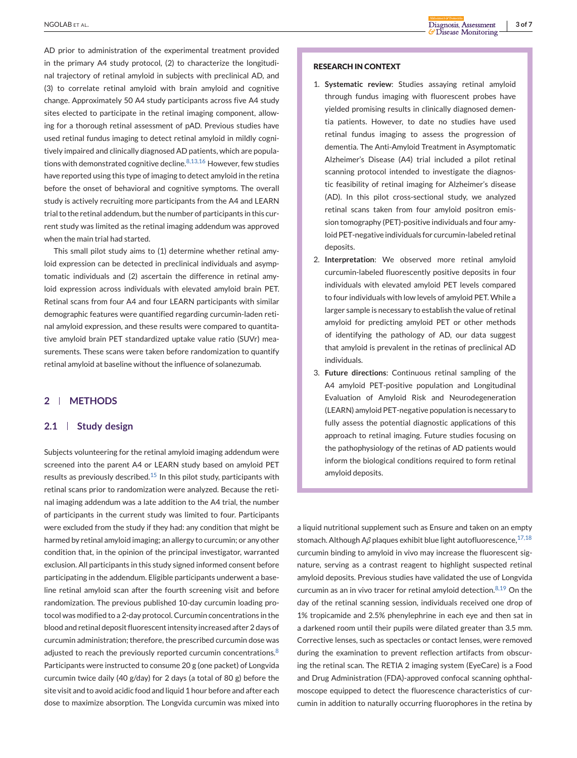AD prior to administration of the experimental treatment provided in the primary A4 study protocol, (2) to characterize the longitudinal trajectory of retinal amyloid in subjects with preclinical AD, and (3) to correlate retinal amyloid with brain amyloid and cognitive change. Approximately 50 A4 study participants across five A4 study sites elected to participate in the retinal imaging component, allowing for a thorough retinal assessment of pAD. Previous studies have used retinal fundus imaging to detect retinal amyloid in mildly cognitively impaired and clinically diagnosed AD patients, which are populations with demonstrated cognitive decline.[8,13,16] However, few studies have reported using this type of imaging to detect amyloid in the retina before the onset of behavioral and cognitive symptoms. The overall study is actively recruiting more participants from the A4 and LEARN trial to the retinal addendum, but the number of participants in this current study was limited as the retinal imaging addendum was approved when the main trial had started.

This small pilot study aims to (1) determine whether retinal amyloid expression can be detected in preclinical individuals and asymptomatic individuals and (2) ascertain the difference in retinal amyloid expression across individuals with elevated amyloid brain PET. Retinal scans from four A4 and four LEARN participants with similar demographic features were quantified regarding curcumin-laden retinal amyloid expression, and these results were compared to quantitative amyloid brain PET standardized uptake value ratio (SUVr) measurements. These scans were taken before randomization to quantify retinal amyloid at baseline without the influence of solanezumab.

**RESEARCH IN CONTEXT**

1. **Systematic review**: Studies assaying retinal amyloid through fundus imaging with fluorescent probes have yielded promising results in clinically diagnosed dementia patients. However, to date no studies have used retinal fundus imaging to assess the progression of dementia. The Anti-Amyloid Treatment in Asymptomatic Alzheimer's Disease (A4) trial included a pilot retinal scanning protocol intended to investigate the diagnostic feasibility of retinal imaging for Alzheimer's disease (AD). In this pilot cross-sectional study, we analyzed retinal scans taken from four amyloid positron emission tomography (PET)-positive individuals and four amyloid PET-negative individuals for curcumin-labeled retinal deposits.
2. **Interpretation**: We observed more retinal amyloid curcumin-labeled fluorescently positive deposits in four individuals with elevated amyloid PET levels compared to four individuals with low levels of amyloid PET. While a larger sample is necessary to establish the value of retinal amyloid for predicting amyloid PET or other methods of identifying the pathology of AD, our data suggest that amyloid is prevalent in the retinas of preclinical AD individuals.
3. **Future directions**: Continuous retinal sampling of the A4 amyloid PET-positive population and Longitudinal Evaluation of Amyloid Risk and Neurodegeneration (LEARN) amyloid PET-negative population is necessary to fully assess the potential diagnostic applications of this approach to retinal imaging. Future studies focusing on the pathophysiology of the retinas of AD patients would inform the biological conditions required to form retinal amyloid deposits.

## 2 | METHODS

### 2.1 | Study design

Subjects volunteering for the retinal amyloid imaging addendum were screened into the parent A4 or LEARN study based on amyloid PET results as previously described.[15] In this pilot study, participants with retinal scans prior to randomization were analyzed. Because the retinal imaging addendum was a late addition to the A4 trial, the number of participants in the current study was limited to four. Participants were excluded from the study if they had: any condition that might be harmed by retinal amyloid imaging; an allergy to curcumin; or any other condition that, in the opinion of the principal investigator, warranted exclusion. All participants in this study signed informed consent before participating in the addendum. Eligible participants underwent a baseline retinal amyloid scan after the fourth screening visit and before randomization. The previous published 10-day curcumin loading protocol was modified to a 2-day protocol. Curcumin concentrations in the blood and retinal deposit fluorescent intensity increased after 2 days of curcumin administration; therefore, the prescribed curcumin dose was adjusted to reach the previously reported curcumin concentrations.[8] Participants were instructed to consume 20 g (one packet) of Longvida curcumin twice daily (40 g/day) for 2 days (a total of 80 g) before the site visit and to avoid acidic food and liquid 1 hour before and after each dose to maximize absorption. The Longvida curcumin was mixed into a liquid nutritional supplement such as Ensure and taken on an empty stomach. Although A$\beta$ plaques exhibit blue light autofluorescence,[17,18] curcumin binding to amyloid in vivo may increase the fluorescent signature, serving as a contrast reagent to highlight suspected retinal amyloid deposits. Previous studies have validated the use of Longvida curcumin as an in vivo tracer for retinal amyloid detection.[8,19] On the day of the retinal scanning session, individuals received one drop of 1% tropicamide and 2.5% phenylephrine in each eye and then sat in a darkened room until their pupils were dilated greater than 3.5 mm. Corrective lenses, such as spectacles or contact lenses, were removed during the examination to prevent reflection artifacts from obscuring the retinal scan. The RETIA 2 imaging system (EyeCare) is a Food and Drug Administration (FDA)-approved confocal scanning ophthalmoscope equipped to detect the fluorescence characteristics of curcumin in addition to naturally occurring fluorophores in the retina by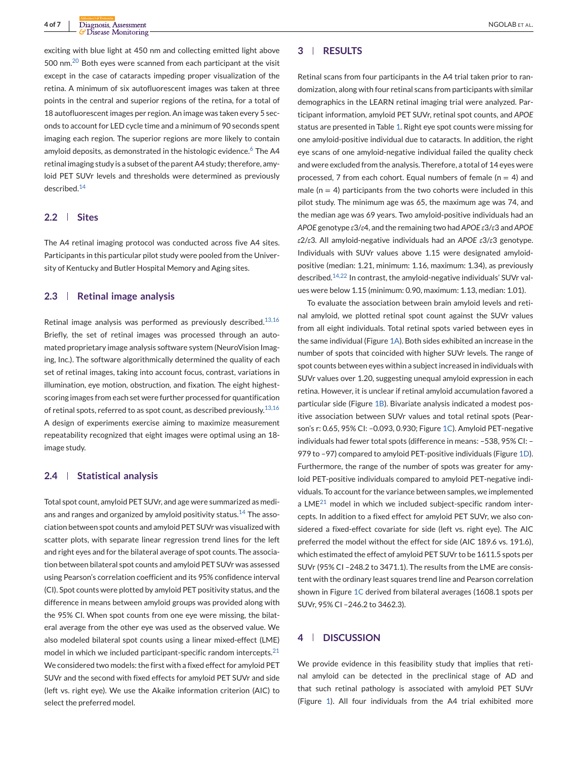exciting with blue light at 450 nm and collecting emitted light above 500 nm.[20] Both eyes were scanned from each participant at the visit except in the case of cataracts impeding proper visualization of the retina. A minimum of six autofluorescent images was taken at three points in the central and superior regions of the retina, for a total of 18 autofluorescent images per region. An image was taken every 5 seconds to account for LED cycle time and a minimum of 90 seconds spent imaging each region. The superior regions are more likely to contain amyloid deposits, as demonstrated in the histologic evidence.[6] The A4 retinal imaging study is a subset of the parent A4 study; therefore, amyloid PET SUVr levels and thresholds were determined as previously described.[14]

### 2.2 | Sites

The A4 retinal imaging protocol was conducted across five A4 sites. Participants in this particular pilot study were pooled from the University of Kentucky and Butler Hospital Memory and Aging sites.

### 2.3 | Retinal image analysis

Retinal image analysis was performed as previously described.[13,16] Briefly, the set of retinal images was processed through an automated proprietary image analysis software system (NeuroVision Imaging, Inc.). The software algorithmically determined the quality of each set of retinal images, taking into account focus, contrast, variations in illumination, eye motion, obstruction, and fixation. The eight highest-scoring images from each set were further processed for quantification of retinal spots, referred to as spot count, as described previously.[13,16] A design of experiments exercise aiming to maximize measurement repeatability recognized that eight images were optimal using an 18-image study.

### 2.4 | Statistical analysis

Total spot count, amyloid PET SUVr, and age were summarized as medians and ranges and organized by amyloid positivity status.[14] The association between spot counts and amyloid PET SUVr was visualized with scatter plots, with separate linear regression trend lines for the left and right eyes and for the bilateral average of spot counts. The association between bilateral spot counts and amyloid PET SUVr was assessed using Pearson's correlation coefficient and its 95% confidence interval (CI). Spot counts were plotted by amyloid PET positivity status, and the difference in means between amyloid groups was provided along with the 95% CI. When spot counts from one eye were missing, the bilateral average from the other eye was used as the observed value. We also modeled bilateral spot counts using a linear mixed-effect (LME) model in which we included participant-specific random intercepts.[21] We considered two models: the first with a fixed effect for amyloid PET SUVr and the second with fixed effects for amyloid PET SUVr and side (left vs. right eye). We use the Akaike information criterion (AIC) to select the preferred model.

## 3 | RESULTS

Retinal scans from four participants in the A4 trial taken prior to randomization, along with four retinal scans from participants with similar demographics in the LEARN retinal imaging trial were analyzed. Participant information, amyloid PET SUVr, retinal spot counts, and *APOE* status are presented in Table 1. Right eye spot counts were missing for one amyloid-positive individual due to cataracts. In addition, the right eye scans of one amyloid-negative individual failed the quality check and were excluded from the analysis. Therefore, a total of 14 eyes were processed, 7 from each cohort. Equal numbers of female ($n = 4$) and male ($n = 4$) participants from the two cohorts were included in this pilot study. The minimum age was 65, the maximum age was 74, and the median age was 69 years. Two amyloid-positive individuals had an *APOE* genotype $\varepsilon3/\varepsilon4$, and the remaining two had *APOE* $\varepsilon3/\varepsilon3$ and *APOE* $\varepsilon2/\varepsilon3$. All amyloid-negative individuals had an *APOE* $\varepsilon3/\varepsilon3$ genotype. Individuals with SUVr values above 1.15 were designated amyloid-positive (median: 1.21, minimum: 1.16, maximum: 1.34), as previously described.[14,22] In contrast, the amyloid-negative individuals' SUVr values were below 1.15 (minimum: 0.90, maximum: 1.13, median: 1.01).

To evaluate the association between brain amyloid levels and retinal amyloid, we plotted retinal spot count against the SUVr values from all eight individuals. Total retinal spots varied between eyes in the same individual (Figure 1A). Both sides exhibited an increase in the number of spots that coincided with higher SUVr levels. The range of spot counts between eyes within a subject increased in individuals with SUVr values over 1.20, suggesting unequal amyloid expression in each retina. However, it is unclear if retinal amyloid accumulation favored a particular side (Figure 1B). Bivariate analysis indicated a modest positive association between SUVr values and total retinal spots (Pearson's r: 0.65, 95% CI: –0.093, 0.930; Figure 1C). Amyloid PET-negative individuals had fewer total spots (difference in means: –538, 95% CI: –979 to –97) compared to amyloid PET-positive individuals (Figure 1D). Furthermore, the range of the number of spots was greater for amyloid PET-positive individuals compared to amyloid PET-negative individuals. To account for the variance between samples, we implemented a LME[21] model in which we included subject-specific random intercepts. In addition to a fixed effect for amyloid PET SUVr, we also considered a fixed-effect covariate for side (left vs. right eye). The AIC preferred the model without the effect for side (AIC 189.6 vs. 191.6), which estimated the effect of amyloid PET SUVr to be 1611.5 spots per SUVr (95% CI –248.2 to 3471.1). The results from the LME are consistent with the ordinary least squares trend line and Pearson correlation shown in Figure 1C derived from bilateral averages (1608.1 spots per SUVr, 95% CI –246.2 to 3462.3).

## 4 | DISCUSSION

We provide evidence in this feasibility study that implies that retinal amyloid can be detected in the preclinical stage of AD and that such retinal pathology is associated with amyloid PET SUVr (Figure 1). All four individuals from the A4 trial exhibited more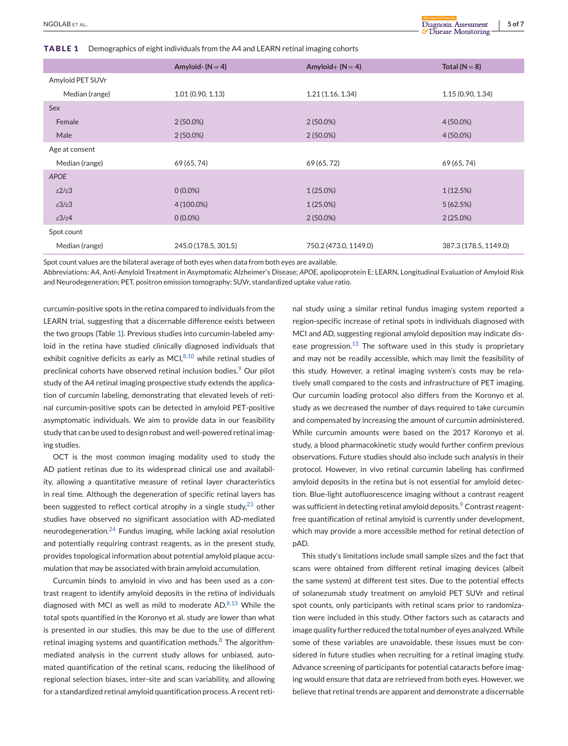**TABLE 1** Demographics of eight individuals from the A4 and LEARN retinal imaging cohorts

| | Amyloid- (N = 4) | Amyloid+ (N = 4) | Total (N = 8) |
|---|---|---|---|
| Amyloid PET SUVr | | | |
| Median (range) | 1.01 (0.90, 1.13) | 1.21 (1.16, 1.34) | 1.15 (0.90, 1.34) |
| Sex | | | |
| Female | 2 (50.0%) | 2 (50.0%) | 4 (50.0%) |
| Male | 2 (50.0%) | 2 (50.0%) | 4 (50.0%) |
| Age at consent | | | |
| Median (range) | 69 (65, 74) | 69 (65, 72) | 69 (65, 74) |
| *APOE* | | | |
| ε2/ε3 | 0 (0.0%) | 1 (25.0%) | 1 (12.5%) |
| ε3/ε3 | 4 (100.0%) | 1 (25.0%) | 5 (62.5%) |
| ε3/ε4 | 0 (0.0%) | 2 (50.0%) | 2 (25.0%) |
| Spot count | | | |
| Median (range) | 245.0 (178.5, 301.5) | 750.2 (473.0, 1149.0) | 387.3 (178.5, 1149.0) |

Spot count values are the bilateral average of both eyes when data from both eyes are available.

Abbreviations: A4, Anti-Amyloid Treatment in Asymptomatic Alzheimer's Disease; *APOE*, apolipoprotein E; LEARN, Longitudinal Evaluation of Amyloid Risk and Neurodegeneration; PET, positron emission tomography; SUVr, standardized uptake value ratio.

curcumin-positive spots in the retina compared to individuals from the LEARN trial, suggesting that a discernable difference exists between the two groups (Table 1). Previous studies into curcumin-labeled amyloid in the retina have studied clinically diagnosed individuals that exhibit cognitive deficits as early as MCI,[8,10] while retinal studies of preclinical cohorts have observed retinal inclusion bodies.[9] Our pilot study of the A4 retinal imaging prospective study extends the application of curcumin labeling, demonstrating that elevated levels of retinal curcumin-positive spots can be detected in amyloid PET-positive asymptomatic individuals. We aim to provide data in our feasibility study that can be used to design robust and well-powered retinal imaging studies.

OCT is the most common imaging modality used to study the AD patient retinas due to its widespread clinical use and availability, allowing a quantitative measure of retinal layer characteristics in real time. Although the degeneration of specific retinal layers has been suggested to reflect cortical atrophy in a single study,[23] other studies have observed no significant association with AD-mediated neurodegeneration.[24] Fundus imaging, while lacking axial resolution and potentially requiring contrast reagents, as in the present study, provides topological information about potential amyloid plaque accumulation that may be associated with brain amyloid accumulation.

Curcumin binds to amyloid in vivo and has been used as a contrast reagent to identify amyloid deposits in the retina of individuals diagnosed with MCI as well as mild to moderate AD.[8,13] While the total spots quantified in the Koronyo et al. study are lower than what is presented in our studies, this may be due to the use of different retinal imaging systems and quantification methods.[8] The algorithm-mediated analysis in the current study allows for unbiased, automated quantification of the retinal scans, reducing the likelihood of regional selection biases, inter-site and scan variability, and allowing for a standardized retinal amyloid quantification process. A recent retinal study using a similar retinal fundus imaging system reported a region-specific increase of retinal spots in individuals diagnosed with MCI and AD, suggesting regional amyloid deposition may indicate disease progression.[13] The software used in this study is proprietary and may not be readily accessible, which may limit the feasibility of this study. However, a retinal imaging system's costs may be relatively small compared to the costs and infrastructure of PET imaging. Our curcumin loading protocol also differs from the Koronyo et al. study as we decreased the number of days required to take curcumin and compensated by increasing the amount of curcumin administered. While curcumin amounts were based on the 2017 Koronyo et al. study, a blood pharmacokinetic study would further confirm previous observations. Future studies should also include such analysis in their protocol. However, in vivo retinal curcumin labeling has confirmed amyloid deposits in the retina but is not essential for amyloid detection. Blue-light autofluorescence imaging without a contrast reagent was sufficient in detecting retinal amyloid deposits.[9] Contrast reagent-free quantification of retinal amyloid is currently under development, which may provide a more accessible method for retinal detection of pAD.

This study's limitations include small sample sizes and the fact that scans were obtained from different retinal imaging devices (albeit the same system) at different test sites. Due to the potential effects of solanezumab study treatment on amyloid PET SUVr and retinal spot counts, only participants with retinal scans prior to randomization were included in this study. Other factors such as cataracts and image quality further reduced the total number of eyes analyzed. While some of these variables are unavoidable, these issues must be considered in future studies when recruiting for a retinal imaging study. Advance screening of participants for potential cataracts before imaging would ensure that data are retrieved from both eyes. However, we believe that retinal trends are apparent and demonstrate a discernable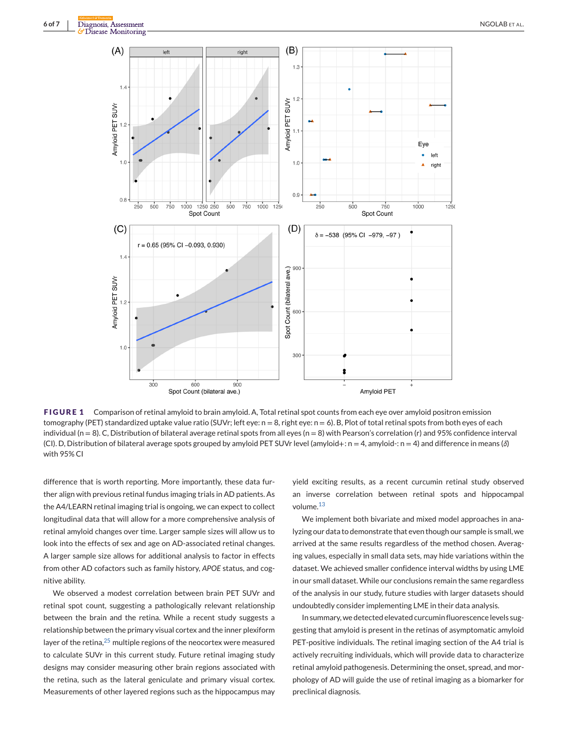**FIGURE 1** Comparison of retinal amyloid to brain amyloid. A, Total retinal spot counts from each eye over amyloid positron emission tomography (PET) standardized uptake value ratio (SUVr; left eye: n = 8, right eye: n = 6). B, Plot of total retinal spots from both eyes of each individual (n = 8). C, Distribution of bilateral average retinal spots from all eyes (n = 8) with Pearson's correlation (r) and 95% confidence interval (CI). D, Distribution of bilateral average spots grouped by amyloid PET SUVr level (amyloid+: n = 4, amyloid-: n = 4) and difference in means (δ) with 95% CI

difference that is worth reporting. More importantly, these data further align with previous retinal fundus imaging trials in AD patients. As the A4/LEARN retinal imaging trial is ongoing, we can expect to collect longitudinal data that will allow for a more comprehensive analysis of retinal amyloid changes over time. Larger sample sizes will allow us to look into the effects of sex and age on AD-associated retinal changes. A larger sample size allows for additional analysis to factor in effects from other AD cofactors such as family history, *APOE* status, and cognitive ability.

We observed a modest correlation between brain PET SUVr and retinal spot count, suggesting a pathologically relevant relationship between the brain and the retina. While a recent study suggests a relationship between the primary visual cortex and the inner plexiform layer of the retina,[25] multiple regions of the neocortex were measured to calculate SUVr in this current study. Future retinal imaging study designs may consider measuring other brain regions associated with the retina, such as the lateral geniculate and primary visual cortex. Measurements of other layered regions such as the hippocampus may yield exciting results, as a recent curcumin retinal study observed an inverse correlation between retinal spots and hippocampal volume.[13]

We implement both bivariate and mixed model approaches in analyzing our data to demonstrate that even though our sample is small, we arrived at the same results regardless of the method chosen. Averaging values, especially in small data sets, may hide variations within the dataset. We achieved smaller confidence interval widths by using LME in our small dataset. While our conclusions remain the same regardless of the analysis in our study, future studies with larger datasets should undoubtedly consider implementing LME in their data analysis.

In summary, we detected elevated curcumin fluorescence levels suggesting that amyloid is present in the retinas of asymptomatic amyloid PET-positive individuals. The retinal imaging section of the A4 trial is actively recruiting individuals, which will provide data to characterize retinal amyloid pathogenesis. Determining the onset, spread, and morphology of AD will guide the use of retinal imaging as a biomarker for preclinical diagnosis.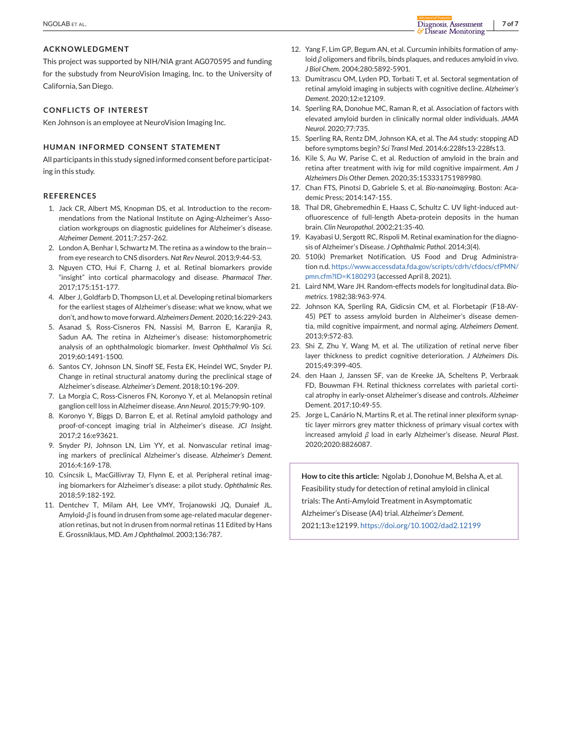## ACKNOWLEDGMENT

This project was supported by NIH/NIA grant AG070595 and funding for the substudy from NeuroVision Imaging, Inc. to the University of California, San Diego.

## CONFLICTS OF INTEREST

Ken Johnson is an employee at NeuroVision Imaging Inc.

## HUMAN INFORMED CONSENT STATEMENT

All participants in this study signed informed consent before participating in this study.

## REFERENCES

1. Jack CR, Albert MS, Knopman DS, et al. Introduction to the recommendations from the National Institute on Aging-Alzheimer's Association workgroups on diagnostic guidelines for Alzheimer's disease. *Alzheimer Dement*. 2011;7:257-262.
2. London A, Benhar I, Schwartz M. The retina as a window to the brain—from eye research to CNS disorders. *Nat Rev Neurol*. 2013;9:44-53.
3. Nguyen CTO, Hui F, Charng J, et al. Retinal biomarkers provide "insight" into cortical pharmacology and disease. *Pharmacol Ther*. 2017;175:151-177.
4. Alber J, Goldfarb D, Thompson LI, et al. Developing retinal biomarkers for the earliest stages of Alzheimer's disease: what we know, what we don't, and how to move forward. *Alzheimers Dement*. 2020;16:229-243.
5. Asanad S, Ross-Cisneros FN, Nassisi M, Barron E, Karanjia R, Sadun AA. The retina in Alzheimer's disease: histomorphometric analysis of an ophthalmologic biomarker. *Invest Ophthalmol Vis Sci*. 2019;60:1491-1500.
6. Santos CY, Johnson LN, Sinoff SE, Festa EK, Heindel WC, Snyder PJ. Change in retinal structural anatomy during the preclinical stage of Alzheimer's disease. *Alzheimer's Dement*. 2018;10:196-209.
7. La Morgia C, Ross-Cisneros FN, Koronyo Y, et al. Melanopsin retinal ganglion cell loss in Alzheimer disease. *Ann Neurol*. 2015;79:90-109.
8. Koronyo Y, Biggs D, Barron E, et al. Retinal amyloid pathology and proof-of-concept imaging trial in Alzheimer's disease. *JCI Insight*. 2017;2 16:e93621.
9. Snyder PJ, Johnson LN, Lim YY, et al. Nonvascular retinal imaging markers of preclinical Alzheimer's disease. *Alzheimer's Dement*. 2016;4:169-178.
10. Csincsik L, MacGillivray TJ, Flynn E, et al. Peripheral retinal imaging biomarkers for Alzheimer's disease: a pilot study. *Ophthalmic Res*. 2018;59:182-192.
11. Dentchev T, Milam AH, Lee VMY, Trojanowski JQ, Dunaief JL. Amyloid-$\beta$ is found in drusen from some age-related macular degeneration retinas, but not in drusen from normal retinas 11 Edited by Hans E. Grossniklaus, MD. *Am J Ophthalmol*. 2003;136:787.
12. Yang F, Lim GP, Begum AN, et al. Curcumin inhibits formation of amyloid $\beta$ oligomers and fibrils, binds plaques, and reduces amyloid in vivo. *J Biol Chem*. 2004;280:5892-5901.
13. Dumitrascu OM, Lyden PD, Torbati T, et al. Sectoral segmentation of retinal amyloid imaging in subjects with cognitive decline. *Alzheimer's Dement*. 2020;12:e12109.
14. Sperling RA, Donohue MC, Raman R, et al. Association of factors with elevated amyloid burden in clinically normal older individuals. *JAMA Neurol*. 2020;77:735.
15. Sperling RA, Rentz DM, Johnson KA, et al. The A4 study: stopping AD before symptoms begin? *Sci Transl Med*. 2014;6:228fs13-228fs13.
16. Kile S, Au W, Parise C, et al. Reduction of amyloid in the brain and retina after treatment with ivig for mild cognitive impairment. *Am J Alzheimers Dis Other Demen*. 2020;35:153331751989980.
17. Chan FTS, Pinotsi D, Gabriele S, et al. *Bio-nanoimaging*. Boston: Academic Press; 2014:147-155.
18. Thal DR, Ghebremedhin E, Haass C, Schultz C. UV light-induced autofluorescence of full-length Abeta-protein deposits in the human brain. *Clin Neuropathol*. 2002;21:35-40.
19. Kayabasi U, Sergott RC, Rispoli M. Retinal examination for the diagnosis of Alzheimer's Disease. *J Ophthalmic Pathol*. 2014;3(4).
20. 510(k) Premarket Notification. US Food and Drug Administration n.d. https://www.accessdata.fda.gov/scripts/cdrh/cfdocs/cfPMN/pmn.cfm?ID=K180293 (accessed April 8, 2021).
21. Laird NM, Ware JH. Random-effects models for longitudinal data. *Biometrics*. 1982;38:963-974.
22. Johnson KA, Sperling RA, Gidicsin CM, et al. Florbetapir (F18-AV-45) PET to assess amyloid burden in Alzheimer's disease dementia, mild cognitive impairment, and normal aging. *Alzheimers Dement*. 2013;9:S72-83.
23. Shi Z, Zhu Y, Wang M, et al. The utilization of retinal nerve fiber layer thickness to predict cognitive deterioration. *J Alzheimers Dis*. 2015;49:399-405.
24. den Haan J, Janssen SF, van de Kreeke JA, Scheltens P, Verbraak FD, Bouwman FH. Retinal thickness correlates with parietal cortical atrophy in early-onset Alzheimer's disease and controls. *Alzheimer* Dement. 2017;10:49-55.
25. Jorge L, Canário N, Martins R, et al. The retinal inner plexiform synaptic layer mirrors grey matter thickness of primary visual cortex with increased amyloid $\beta$ load in early Alzheimer's disease. *Neural Plast*. 2020;2020:8826087.

**How to cite this article:** Ngolab J, Donohue M, Belsha A, et al. Feasibility study for detection of retinal amyloid in clinical trials: The Anti-Amyloid Treatment in Asymptomatic Alzheimer's Disease (A4) trial. *Alzheimer's Dement*. 2021;13:e12199. https://doi.org/10.1002/dad2.12199